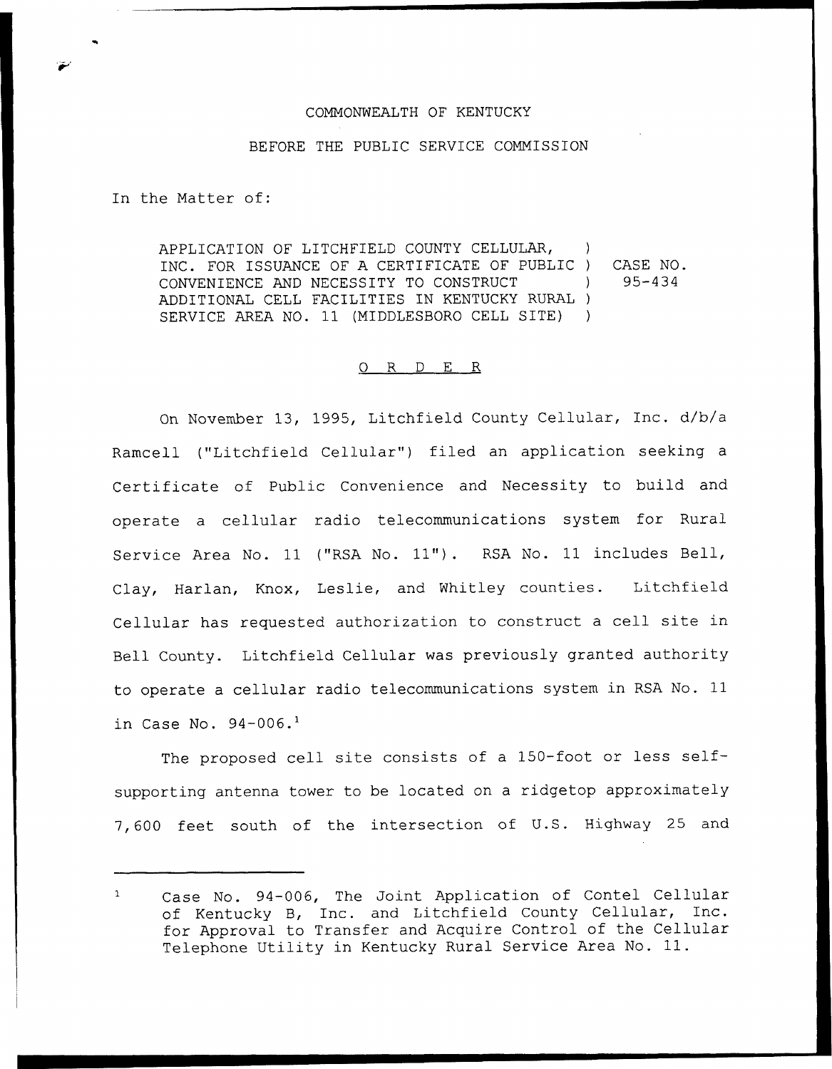COMMONWEALTH OF KENTUCKY

BEFORE THE PUBLIC SERVICE COMMISSION

In the Matter of:

APPLICATION OF LITCHFIELD COUNTY CELLULAR, INC. FOR ISSUANCE OF A CERTIFICATE OF PUBLIC CONVENIENCE AND NECESSITY TO CONSTRUCT ADDITIONAL CELL FACILITIES IN KENTUCKY RURAL SERVICE AREA NO. 11 (MIDDLESBORO CELL SITE) ) CASE NO. 95-434

O R D E R

On November 13, 1995, Litchfield County Cellular, Inc. d/b/a Ramcell ("Litchfield Cellular") filed an application seeking a Certificate of Public Convenience and Necessity to build and operate a cellular radio telecommunications system for Rural Service Area No. 11 ("RSA No. 11"). RSA No. 11 includes Bell, Clay, Harlan, Knox, Leslie, and Whitley counties. Litchfield Cellular has requested authorization to construct a cell site in Bell County. Litchfield Cellular was previously granted authority to operate a cellular radio telecommunications system in RSA No. 11 in Case No. 94-006.[1]

The proposed cell site consists of a 150-foot or less self-supporting antenna tower to be located on a ridgetop approximately 7,600 feet south of the intersection of U.S. Highway 25 and

[1] Case No. 94-006, The Joint Application of Contel Cellular of Kentucky B, Inc. and Litchfield County Cellular, Inc. for Approval to Transfer and Acquire Control of the Cellular Telephone Utility in Kentucky Rural Service Area No. 11.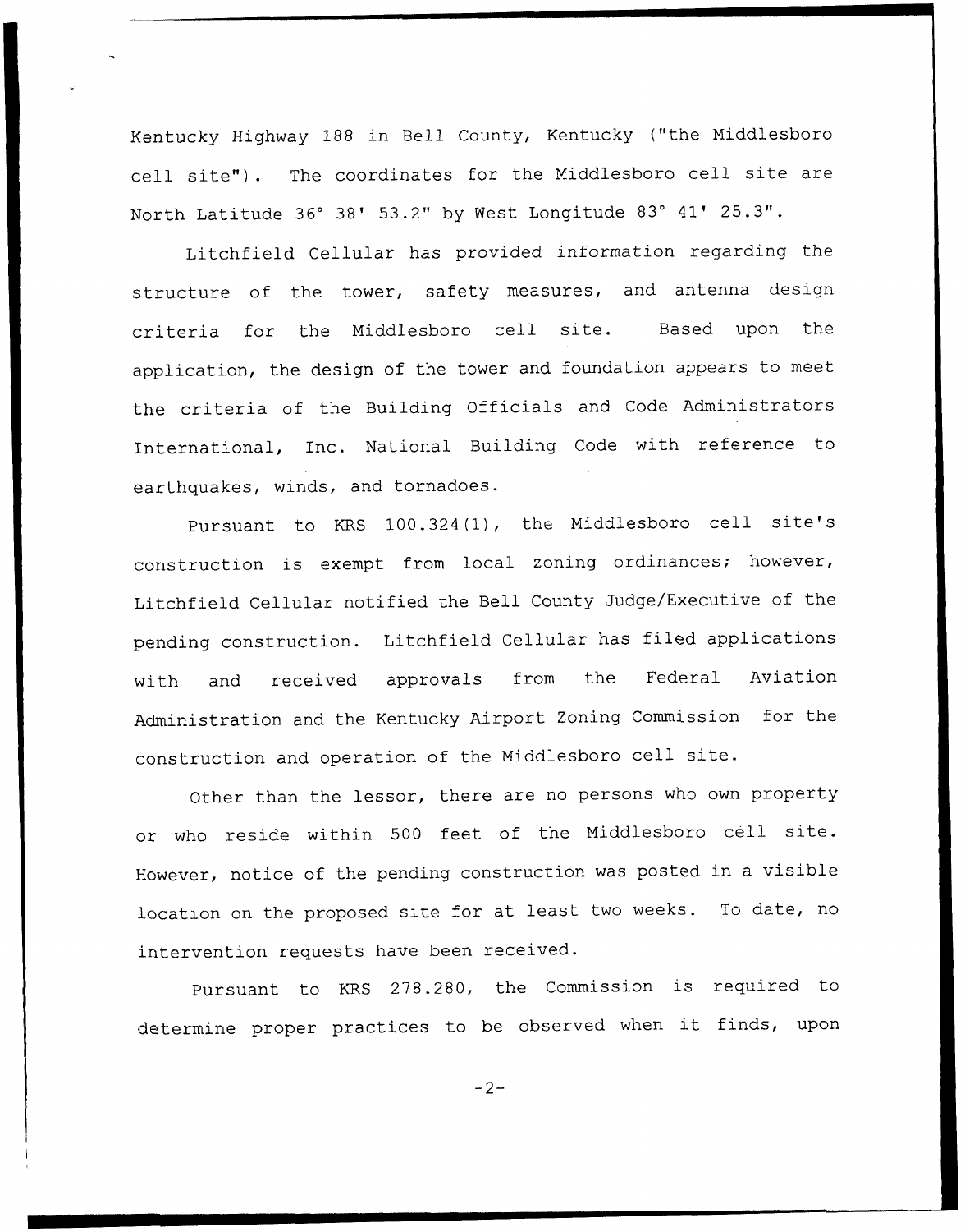Kentucky Highway 188 in Bell County, Kentucky ("the Middlesboro cell site"). The coordinates for the Middlesboro cell site are North Latitude 36° 38' 53.2" by West Longitude 83° 41' 25.3".

Litchfield Cellular has provided information regarding the structure of the tower, safety measures, and antenna design criteria for the Middlesboro cell site. Based upon the application, the design of the tower and foundation appears to meet the criteria of the Building Officials and Code Administrators International, Inc. National Building Code with reference to earthquakes, winds, and tornadoes.

Pursuant to KRS 100.324(1), the Middlesboro cell site's construction is exempt from local zoning ordinances; however, Litchfield Cellular notified the Bell County Judge/Executive of the pending construction. Litchfield Cellular has filed applications with and received approvals from the Federal Aviation Administration and the Kentucky Airport Zoning Commission for the construction and operation of the Middlesboro cell site.

Other than the lessor, there are no persons who own property or who reside within 500 feet of the Middlesboro cell site. However, notice of the pending construction was posted in a visible location on the proposed site for at least two weeks. To date, no intervention requests have been received.

Pursuant to KRS 278.280, the Commission is required to determine proper practices to be observed when it finds, upon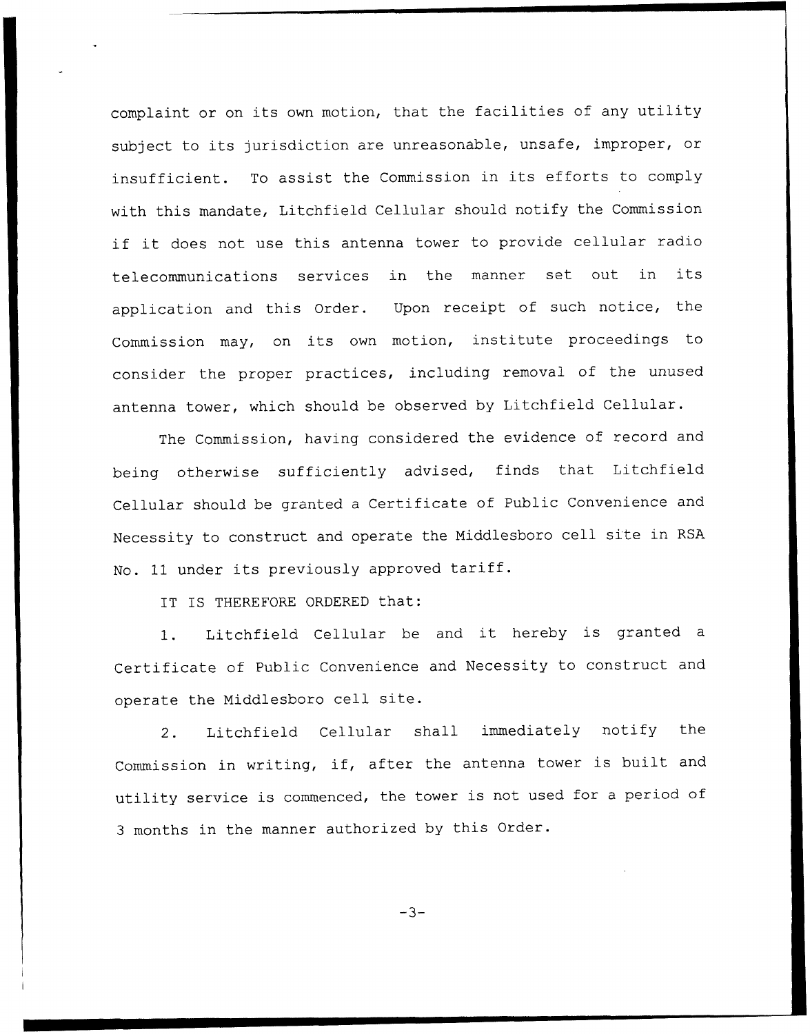complaint or on its own motion, that the facilities of any utility subject to its jurisdiction are unreasonable, unsafe, improper, or insufficient. To assist the Commission in its efforts to comply with this mandate, Litchfield Cellular should notify the Commission if it does not use this antenna tower to provide cellular radio telecommunications services in the manner set out in its application and this Order. Upon receipt of such notice, the Commission may, on its own motion, institute proceedings to consider the proper practices, including removal of the unused antenna tower, which should be observed by Litchfield Cellular.

The Commission, having considered the evidence of record and being otherwise sufficiently advised, finds that Litchfield Cellular should be granted a Certificate of Public Convenience and Necessity to construct and operate the Middlesboro cell site in RSA No. 11 under its previously approved tariff.

IT IS THEREFORE ORDERED that:

1. Litchfield Cellular be and it hereby is granted a Certificate of Public Convenience and Necessity to construct and operate the Middlesboro cell site.

2. Litchfield Cellular shall immediately notify the Commission in writing, if, after the antenna tower is built and utility service is commenced, the tower is not used for a period of 3 months in the manner authorized by this Order.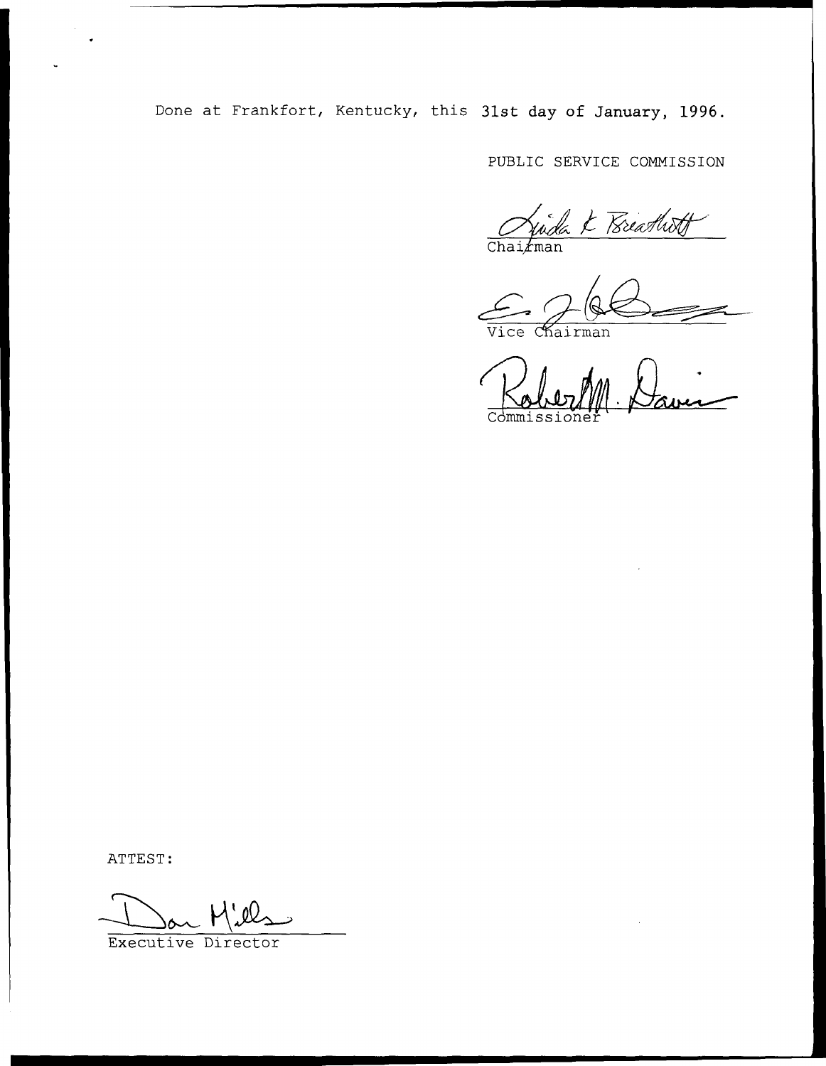Done at Frankfort, Kentucky, this 31st day of January, 1996.

PUBLIC SERVICE COMMISSION

Linda K. Breathitt
Chairman

Vice Chairman

Robert M. Davis
Commissioner

ATTEST:

Don Mills
Executive Director